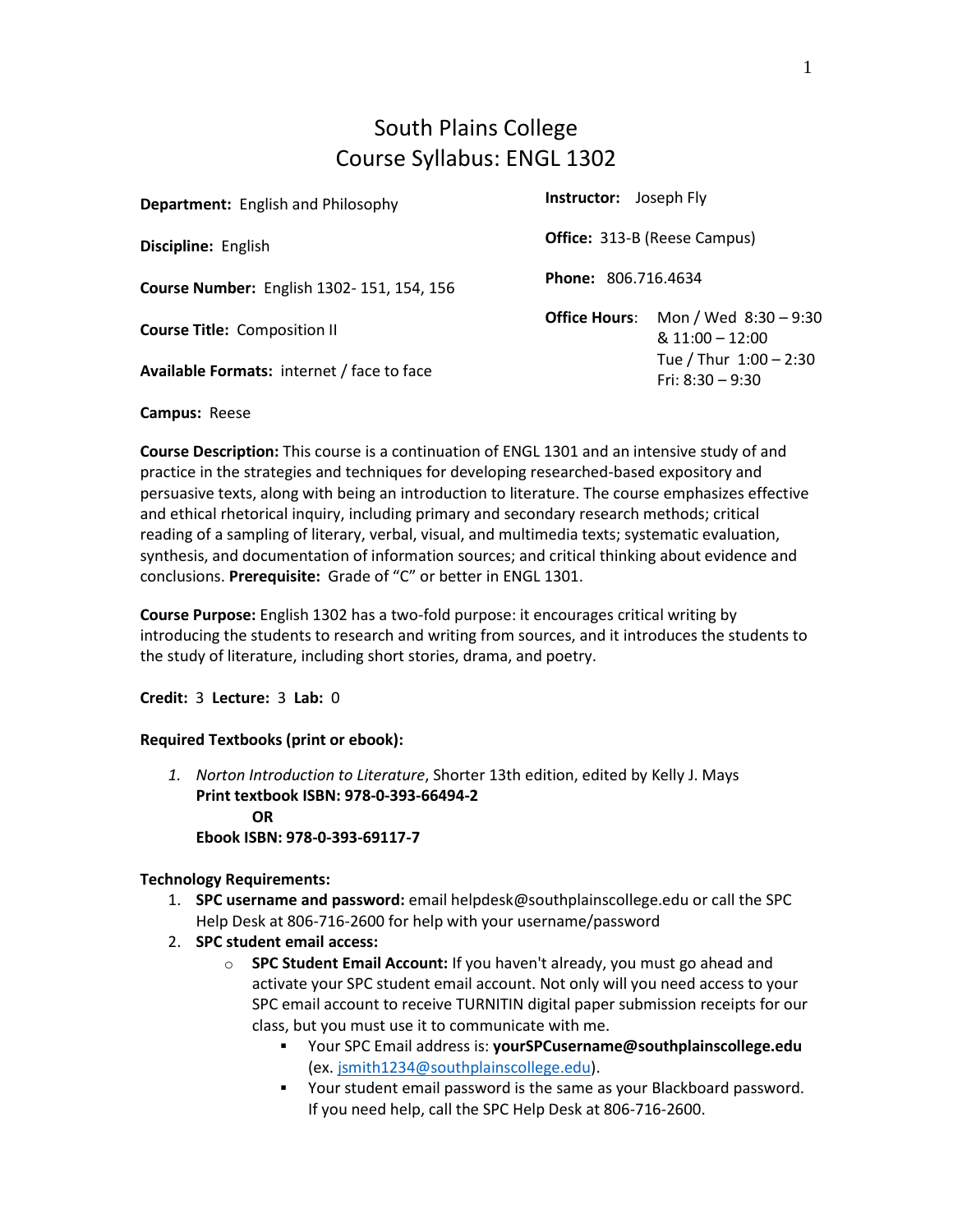# South Plains College
# Course Syllabus: ENGL 1302

**Department:** English and Philosophy

**Discipline:** English

**Course Number:** English 1302- 151, 154, 156

**Course Title:** Composition II

**Available Formats:** internet / face to face

**Campus:** Reese

**Instructor:** Joseph Fly

**Office:** 313-B (Reese Campus)

**Phone:** 806.716.4634

**Office Hours**: Mon / Wed 8:30 – 9:30 & 11:00 – 12:00
Tue / Thur 1:00 – 2:30
Fri: 8:30 – 9:30

**Course Description:** This course is a continuation of ENGL 1301 and an intensive study of and practice in the strategies and techniques for developing researched-based expository and persuasive texts, along with being an introduction to literature. The course emphasizes effective and ethical rhetorical inquiry, including primary and secondary research methods; critical reading of a sampling of literary, verbal, visual, and multimedia texts; systematic evaluation, synthesis, and documentation of information sources; and critical thinking about evidence and conclusions. **Prerequisite:** Grade of "C" or better in ENGL 1301.

**Course Purpose:** English 1302 has a two-fold purpose: it encourages critical writing by introducing the students to research and writing from sources, and it introduces the students to the study of literature, including short stories, drama, and poetry.

**Credit:** 3 **Lecture:** 3 **Lab:** 0

**Required Textbooks (print or ebook):**

1. *Norton Introduction to Literature*, Shorter 13th edition, edited by Kelly J. Mays
   **Print textbook ISBN: 978-0-393-66494-2**
   **OR**
   **Ebook ISBN: 978-0-393-69117-7**

**Technology Requirements:**

1. **SPC username and password:** email helpdesk@southplainscollege.edu or call the SPC Help Desk at 806-716-2600 for help with your username/password
2. **SPC student email access:**
   - **SPC Student Email Account:** If you haven't already, you must go ahead and activate your SPC student email account. Not only will you need access to your SPC email account to receive TURNITIN digital paper submission receipts for our class, but you must use it to communicate with me.
     - Your SPC Email address is: **yourSPCusername@southplainscollege.edu** (ex. jsmith1234@southplainscollege.edu).
     - Your student email password is the same as your Blackboard password. If you need help, call the SPC Help Desk at 806-716-2600.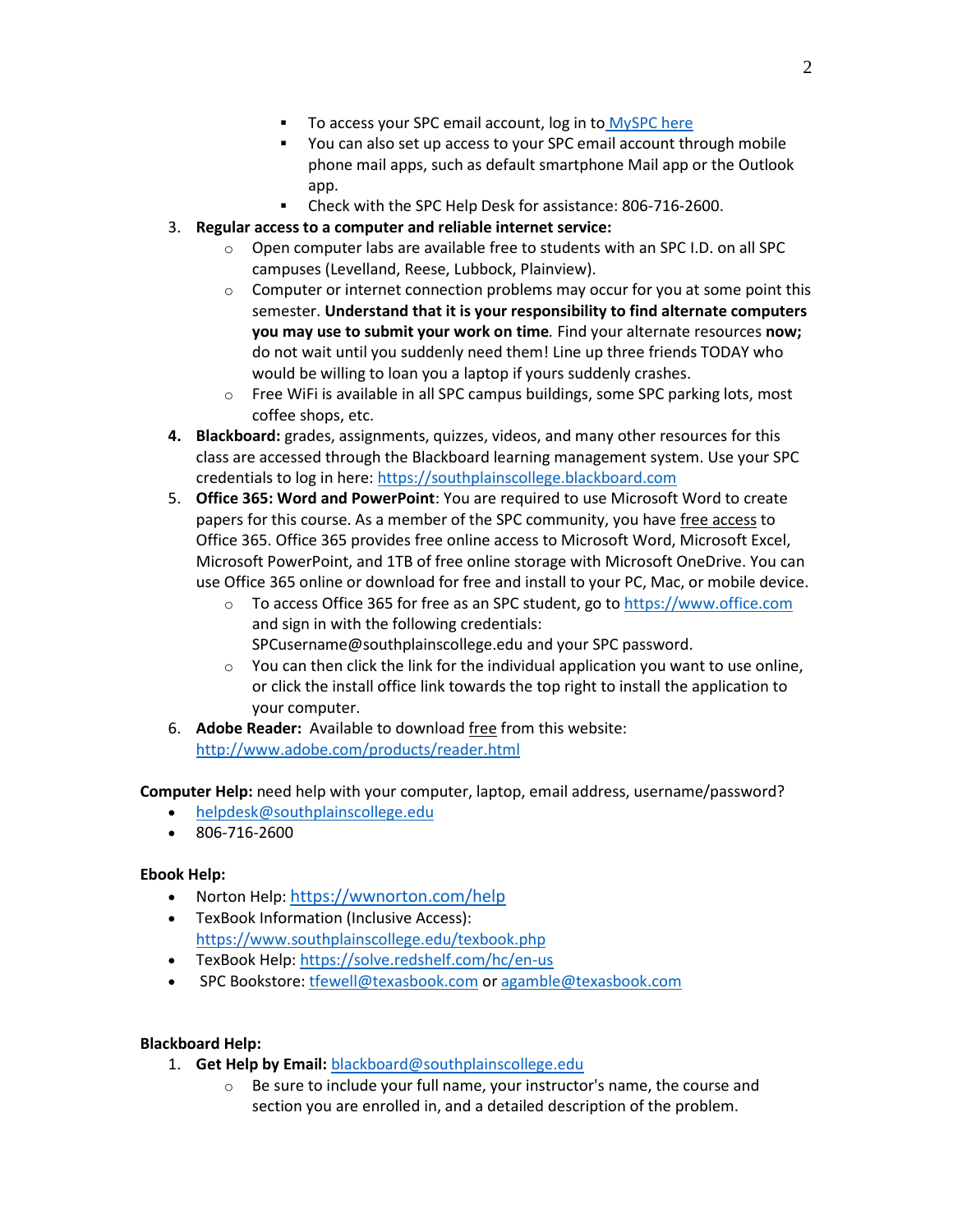- To access your SPC email account, log in to [MySPC here]
   - You can also set up access to your SPC email account through mobile phone mail apps, such as default smartphone Mail app or the Outlook app.
   - Check with the SPC Help Desk for assistance: 806-716-2600.

3. **Regular access to a computer and reliable internet service:**
   - Open computer labs are available free to students with an SPC I.D. on all SPC campuses (Levelland, Reese, Lubbock, Plainview).
   - Computer or internet connection problems may occur for you at some point this semester. **Understand that it is your responsibility to find alternate computers you may use to submit your work on time***.* Find your alternate resources **now;** do not wait until you suddenly need them! Line up three friends TODAY who would be willing to loan you a laptop if yours suddenly crashes.
   - Free WiFi is available in all SPC campus buildings, some SPC parking lots, most coffee shops, etc.
4. **Blackboard:** grades, assignments, quizzes, videos, and many other resources for this class are accessed through the Blackboard learning management system. Use your SPC credentials to log in here: https://southplainscollege.blackboard.com
5. **Office 365: Word and PowerPoint**: You are required to use Microsoft Word to create papers for this course. As a member of the SPC community, you have free access to Office 365. Office 365 provides free online access to Microsoft Word, Microsoft Excel, Microsoft PowerPoint, and 1TB of free online storage with Microsoft OneDrive. You can use Office 365 online or download for free and install to your PC, Mac, or mobile device.
   - To access Office 365 for free as an SPC student, go to https://www.office.com and sign in with the following credentials: SPCusername@southplainscollege.edu and your SPC password.
   - You can then click the link for the individual application you want to use online, or click the install office link towards the top right to install the application to your computer.
6. **Adobe Reader:** Available to download free from this website: http://www.adobe.com/products/reader.html

**Computer Help:** need help with your computer, laptop, email address, username/password?

- helpdesk@southplainscollege.edu
- 806-716-2600

**Ebook Help:**

- Norton Help: https://wwnorton.com/help
- TexBook Information (Inclusive Access): https://www.southplainscollege.edu/texbook.php
- TexBook Help: https://solve.redshelf.com/hc/en-us
- SPC Bookstore: tfewell@texasbook.com or agamble@texasbook.com

**Blackboard Help:**

1. **Get Help by Email:** blackboard@southplainscollege.edu
   - Be sure to include your full name, your instructor's name, the course and section you are enrolled in, and a detailed description of the problem.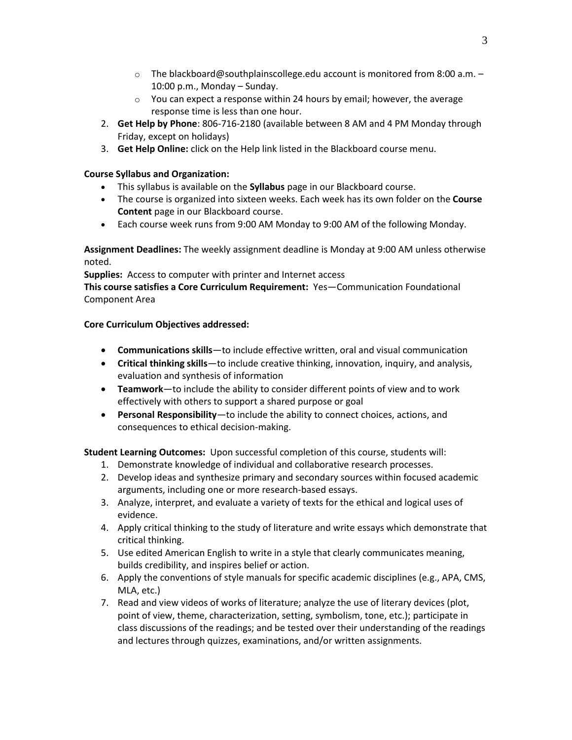- The blackboard@southplainscollege.edu account is monitored from 8:00 a.m. – 10:00 p.m., Monday – Sunday.
    - You can expect a response within 24 hours by email; however, the average response time is less than one hour.
2. **Get Help by Phone**: 806-716-2180 (available between 8 AM and 4 PM Monday through Friday, except on holidays)
3. **Get Help Online:** click on the Help link listed in the Blackboard course menu.

**Course Syllabus and Organization:**

- This syllabus is available on the **Syllabus** page in our Blackboard course.
- The course is organized into sixteen weeks. Each week has its own folder on the **Course Content** page in our Blackboard course.
- Each course week runs from 9:00 AM Monday to 9:00 AM of the following Monday.

**Assignment Deadlines:** The weekly assignment deadline is Monday at 9:00 AM unless otherwise noted.

**Supplies:** Access to computer with printer and Internet access

**This course satisfies a Core Curriculum Requirement:** Yes—Communication Foundational Component Area

**Core Curriculum Objectives addressed:**

- **Communications skills**—to include effective written, oral and visual communication
- **Critical thinking skills**—to include creative thinking, innovation, inquiry, and analysis, evaluation and synthesis of information
- **Teamwork**—to include the ability to consider different points of view and to work effectively with others to support a shared purpose or goal
- **Personal Responsibility**—to include the ability to connect choices, actions, and consequences to ethical decision-making.

**Student Learning Outcomes:** Upon successful completion of this course, students will:

1. Demonstrate knowledge of individual and collaborative research processes.
2. Develop ideas and synthesize primary and secondary sources within focused academic arguments, including one or more research-based essays.
3. Analyze, interpret, and evaluate a variety of texts for the ethical and logical uses of evidence.
4. Apply critical thinking to the study of literature and write essays which demonstrate that critical thinking.
5. Use edited American English to write in a style that clearly communicates meaning, builds credibility, and inspires belief or action.
6. Apply the conventions of style manuals for specific academic disciplines (e.g., APA, CMS, MLA, etc.)
7. Read and view videos of works of literature; analyze the use of literary devices (plot, point of view, theme, characterization, setting, symbolism, tone, etc.); participate in class discussions of the readings; and be tested over their understanding of the readings and lectures through quizzes, examinations, and/or written assignments.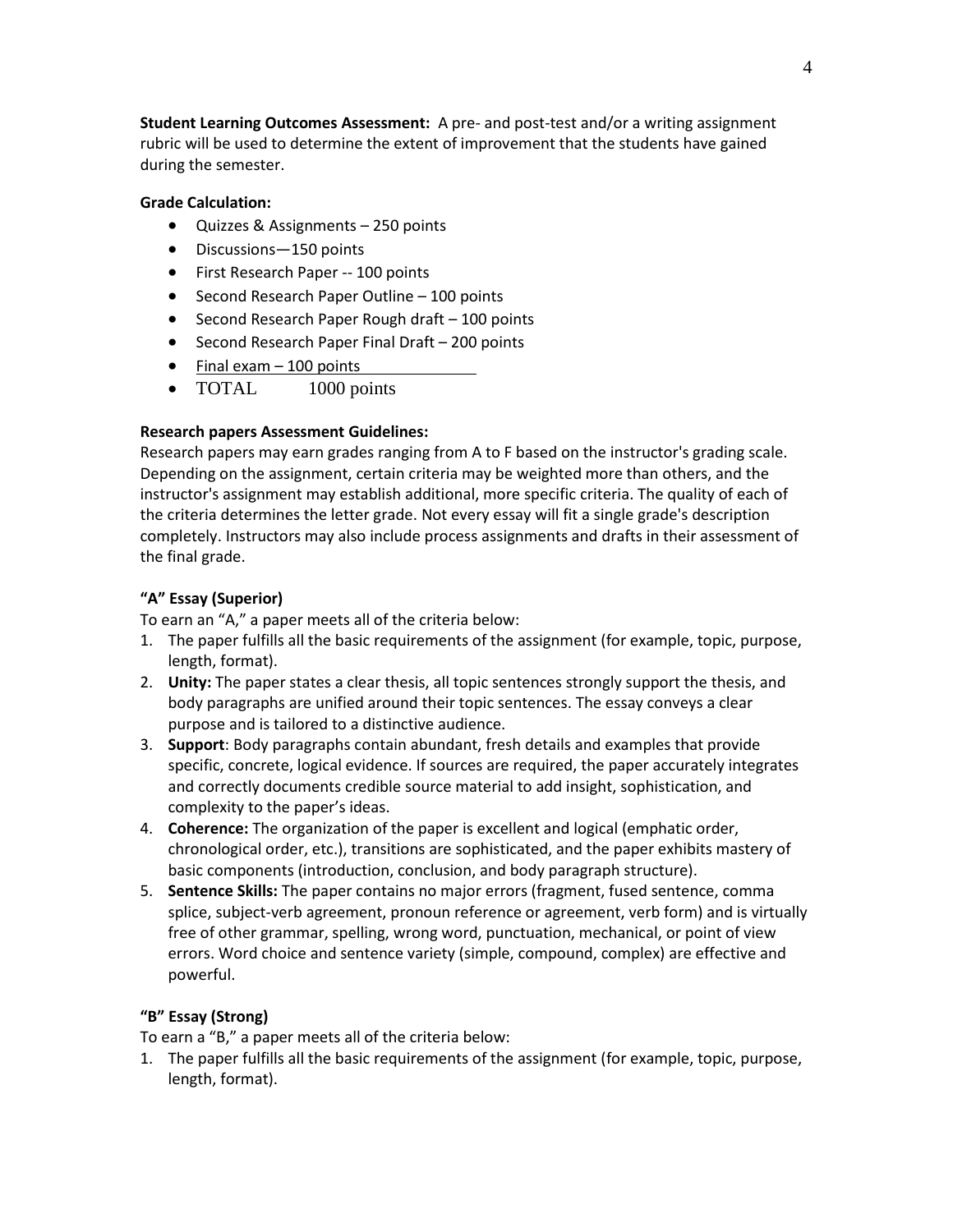**Student Learning Outcomes Assessment:** A pre- and post-test and/or a writing assignment rubric will be used to determine the extent of improvement that the students have gained during the semester.

**Grade Calculation:**

- Quizzes & Assignments – 250 points
- Discussions—150 points
- First Research Paper -- 100 points
- Second Research Paper Outline – 100 points
- Second Research Paper Rough draft – 100 points
- Second Research Paper Final Draft – 200 points
- Final exam – 100 points
- TOTAL 1000 points

**Research papers Assessment Guidelines:**
Research papers may earn grades ranging from A to F based on the instructor's grading scale. Depending on the assignment, certain criteria may be weighted more than others, and the instructor's assignment may establish additional, more specific criteria. The quality of each of the criteria determines the letter grade. Not every essay will fit a single grade's description completely. Instructors may also include process assignments and drafts in their assessment of the final grade.

**"A" Essay (Superior)**
To earn an "A," a paper meets all of the criteria below:

1. The paper fulfills all the basic requirements of the assignment (for example, topic, purpose, length, format).
2. **Unity:** The paper states a clear thesis, all topic sentences strongly support the thesis, and body paragraphs are unified around their topic sentences. The essay conveys a clear purpose and is tailored to a distinctive audience.
3. **Support**: Body paragraphs contain abundant, fresh details and examples that provide specific, concrete, logical evidence. If sources are required, the paper accurately integrates and correctly documents credible source material to add insight, sophistication, and complexity to the paper's ideas.
4. **Coherence:** The organization of the paper is excellent and logical (emphatic order, chronological order, etc.), transitions are sophisticated, and the paper exhibits mastery of basic components (introduction, conclusion, and body paragraph structure).
5. **Sentence Skills:** The paper contains no major errors (fragment, fused sentence, comma splice, subject-verb agreement, pronoun reference or agreement, verb form) and is virtually free of other grammar, spelling, wrong word, punctuation, mechanical, or point of view errors. Word choice and sentence variety (simple, compound, complex) are effective and powerful.

**"B" Essay (Strong)**
To earn a "B," a paper meets all of the criteria below:

1. The paper fulfills all the basic requirements of the assignment (for example, topic, purpose, length, format).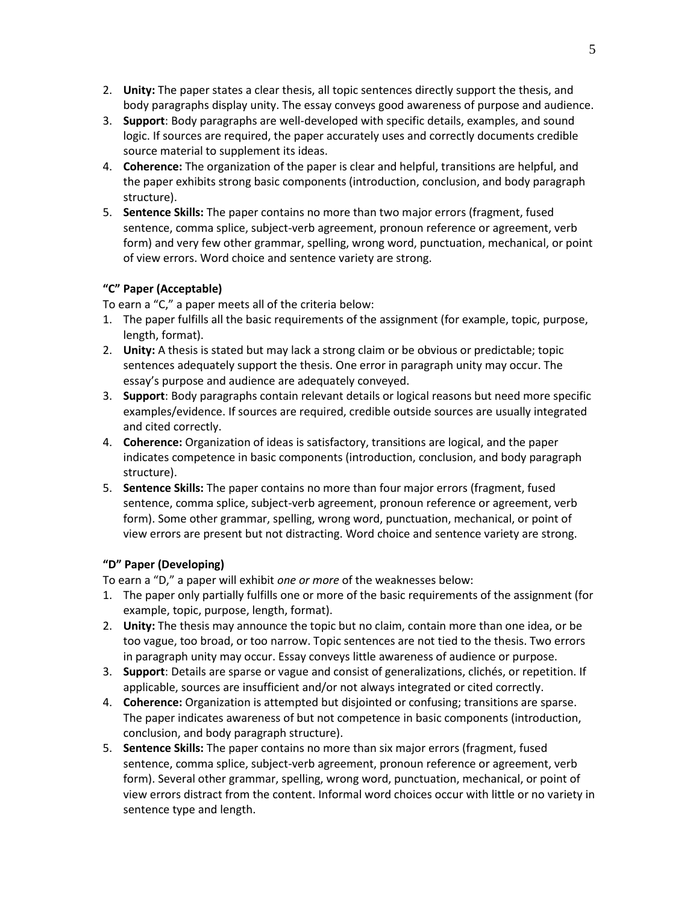2. **Unity:** The paper states a clear thesis, all topic sentences directly support the thesis, and body paragraphs display unity. The essay conveys good awareness of purpose and audience.
3. **Support**: Body paragraphs are well-developed with specific details, examples, and sound logic. If sources are required, the paper accurately uses and correctly documents credible source material to supplement its ideas.
4. **Coherence:** The organization of the paper is clear and helpful, transitions are helpful, and the paper exhibits strong basic components (introduction, conclusion, and body paragraph structure).
5. **Sentence Skills:** The paper contains no more than two major errors (fragment, fused sentence, comma splice, subject-verb agreement, pronoun reference or agreement, verb form) and very few other grammar, spelling, wrong word, punctuation, mechanical, or point of view errors. Word choice and sentence variety are strong.

**"C" Paper (Acceptable)**

To earn a "C," a paper meets all of the criteria below:

1. The paper fulfills all the basic requirements of the assignment (for example, topic, purpose, length, format).
2. **Unity:** A thesis is stated but may lack a strong claim or be obvious or predictable; topic sentences adequately support the thesis. One error in paragraph unity may occur. The essay's purpose and audience are adequately conveyed.
3. **Support**: Body paragraphs contain relevant details or logical reasons but need more specific examples/evidence. If sources are required, credible outside sources are usually integrated and cited correctly.
4. **Coherence:** Organization of ideas is satisfactory, transitions are logical, and the paper indicates competence in basic components (introduction, conclusion, and body paragraph structure).
5. **Sentence Skills:** The paper contains no more than four major errors (fragment, fused sentence, comma splice, subject-verb agreement, pronoun reference or agreement, verb form). Some other grammar, spelling, wrong word, punctuation, mechanical, or point of view errors are present but not distracting. Word choice and sentence variety are strong.

**"D" Paper (Developing)**

To earn a "D," a paper will exhibit *one or more* of the weaknesses below:

1. The paper only partially fulfills one or more of the basic requirements of the assignment (for example, topic, purpose, length, format).
2. **Unity:** The thesis may announce the topic but no claim, contain more than one idea, or be too vague, too broad, or too narrow. Topic sentences are not tied to the thesis. Two errors in paragraph unity may occur. Essay conveys little awareness of audience or purpose.
3. **Support**: Details are sparse or vague and consist of generalizations, clichés, or repetition. If applicable, sources are insufficient and/or not always integrated or cited correctly.
4. **Coherence:** Organization is attempted but disjointed or confusing; transitions are sparse. The paper indicates awareness of but not competence in basic components (introduction, conclusion, and body paragraph structure).
5. **Sentence Skills:** The paper contains no more than six major errors (fragment, fused sentence, comma splice, subject-verb agreement, pronoun reference or agreement, verb form). Several other grammar, spelling, wrong word, punctuation, mechanical, or point of view errors distract from the content. Informal word choices occur with little or no variety in sentence type and length.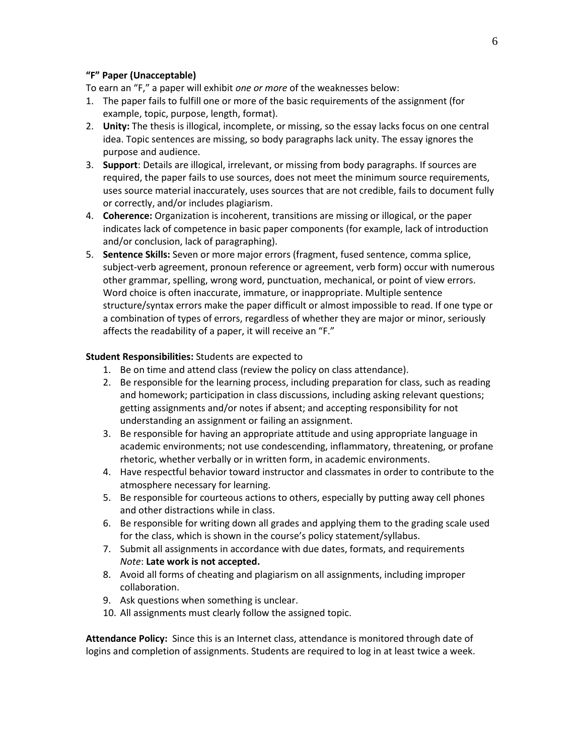**"F" Paper (Unacceptable)**

To earn an "F," a paper will exhibit *one or more* of the weaknesses below:

1. The paper fails to fulfill one or more of the basic requirements of the assignment (for example, topic, purpose, length, format).
2. **Unity:** The thesis is illogical, incomplete, or missing, so the essay lacks focus on one central idea. Topic sentences are missing, so body paragraphs lack unity. The essay ignores the purpose and audience.
3. **Support**: Details are illogical, irrelevant, or missing from body paragraphs. If sources are required, the paper fails to use sources, does not meet the minimum source requirements, uses source material inaccurately, uses sources that are not credible, fails to document fully or correctly, and/or includes plagiarism.
4. **Coherence:** Organization is incoherent, transitions are missing or illogical, or the paper indicates lack of competence in basic paper components (for example, lack of introduction and/or conclusion, lack of paragraphing).
5. **Sentence Skills:** Seven or more major errors (fragment, fused sentence, comma splice, subject-verb agreement, pronoun reference or agreement, verb form) occur with numerous other grammar, spelling, wrong word, punctuation, mechanical, or point of view errors. Word choice is often inaccurate, immature, or inappropriate. Multiple sentence structure/syntax errors make the paper difficult or almost impossible to read. If one type or a combination of types of errors, regardless of whether they are major or minor, seriously affects the readability of a paper, it will receive an "F."

**Student Responsibilities:** Students are expected to

1. Be on time and attend class (review the policy on class attendance).
2. Be responsible for the learning process, including preparation for class, such as reading and homework; participation in class discussions, including asking relevant questions; getting assignments and/or notes if absent; and accepting responsibility for not understanding an assignment or failing an assignment.
3. Be responsible for having an appropriate attitude and using appropriate language in academic environments; not use condescending, inflammatory, threatening, or profane rhetoric, whether verbally or in written form, in academic environments.
4. Have respectful behavior toward instructor and classmates in order to contribute to the atmosphere necessary for learning.
5. Be responsible for courteous actions to others, especially by putting away cell phones and other distractions while in class.
6. Be responsible for writing down all grades and applying them to the grading scale used for the class, which is shown in the course's policy statement/syllabus.
7. Submit all assignments in accordance with due dates, formats, and requirements *Note*: **Late work is not accepted.**
8. Avoid all forms of cheating and plagiarism on all assignments, including improper collaboration.
9. Ask questions when something is unclear.
10. All assignments must clearly follow the assigned topic.

**Attendance Policy:** Since this is an Internet class, attendance is monitored through date of logins and completion of assignments. Students are required to log in at least twice a week.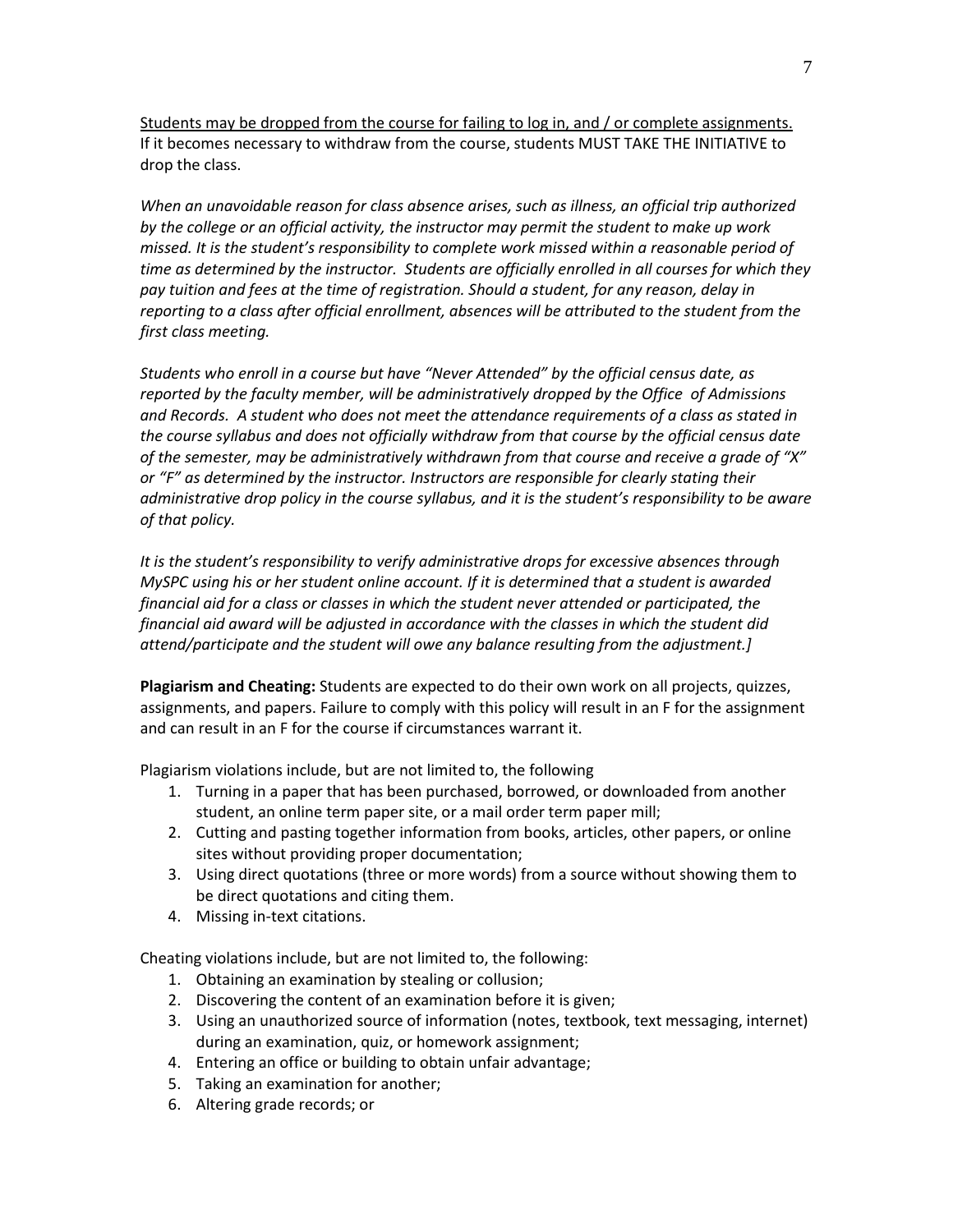<u>Students may be dropped from the course for failing to log in, and / or complete assignments.</u> If it becomes necessary to withdraw from the course, students MUST TAKE THE INITIATIVE to drop the class.

*When an unavoidable reason for class absence arises, such as illness, an official trip authorized by the college or an official activity, the instructor may permit the student to make up work missed. It is the student's responsibility to complete work missed within a reasonable period of time as determined by the instructor. Students are officially enrolled in all courses for which they pay tuition and fees at the time of registration. Should a student, for any reason, delay in reporting to a class after official enrollment, absences will be attributed to the student from the first class meeting.*

*Students who enroll in a course but have "Never Attended" by the official census date, as reported by the faculty member, will be administratively dropped by the Office of Admissions and Records. A student who does not meet the attendance requirements of a class as stated in the course syllabus and does not officially withdraw from that course by the official census date of the semester, may be administratively withdrawn from that course and receive a grade of "X" or "F" as determined by the instructor. Instructors are responsible for clearly stating their administrative drop policy in the course syllabus, and it is the student's responsibility to be aware of that policy.*

*It is the student's responsibility to verify administrative drops for excessive absences through MySPC using his or her student online account. If it is determined that a student is awarded financial aid for a class or classes in which the student never attended or participated, the financial aid award will be adjusted in accordance with the classes in which the student did attend/participate and the student will owe any balance resulting from the adjustment.]*

**Plagiarism and Cheating:** Students are expected to do their own work on all projects, quizzes, assignments, and papers. Failure to comply with this policy will result in an F for the assignment and can result in an F for the course if circumstances warrant it.

Plagiarism violations include, but are not limited to, the following

1. Turning in a paper that has been purchased, borrowed, or downloaded from another student, an online term paper site, or a mail order term paper mill;
2. Cutting and pasting together information from books, articles, other papers, or online sites without providing proper documentation;
3. Using direct quotations (three or more words) from a source without showing them to be direct quotations and citing them.
4. Missing in-text citations.

Cheating violations include, but are not limited to, the following:

1. Obtaining an examination by stealing or collusion;
2. Discovering the content of an examination before it is given;
3. Using an unauthorized source of information (notes, textbook, text messaging, internet) during an examination, quiz, or homework assignment;
4. Entering an office or building to obtain unfair advantage;
5. Taking an examination for another;
6. Altering grade records; or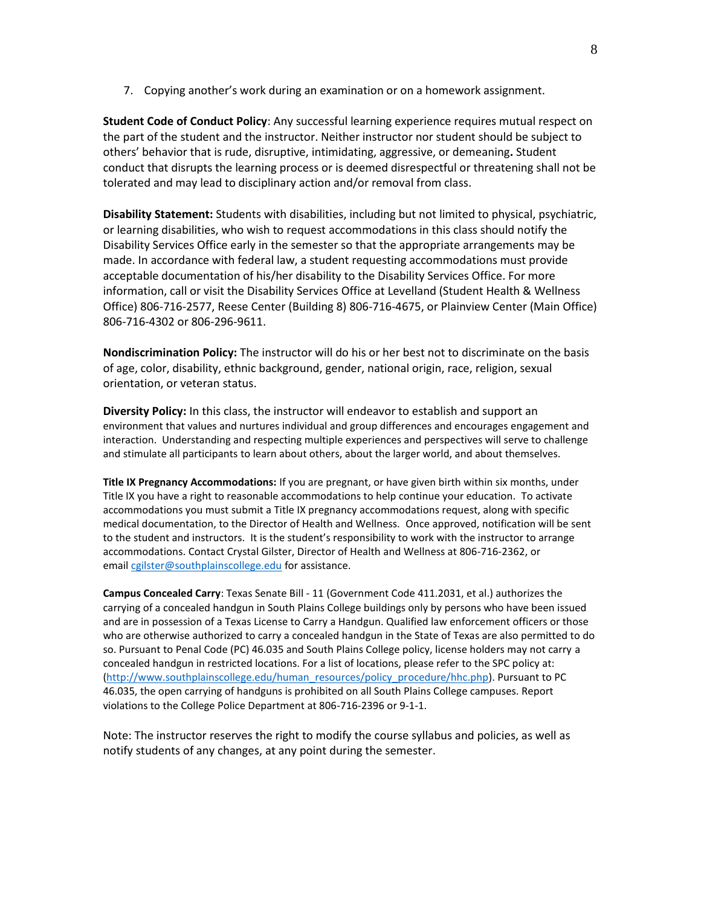7. Copying another's work during an examination or on a homework assignment.

**Student Code of Conduct Policy**: Any successful learning experience requires mutual respect on the part of the student and the instructor. Neither instructor nor student should be subject to others' behavior that is rude, disruptive, intimidating, aggressive, or demeaning**.** Student conduct that disrupts the learning process or is deemed disrespectful or threatening shall not be tolerated and may lead to disciplinary action and/or removal from class.

**Disability Statement:** Students with disabilities, including but not limited to physical, psychiatric, or learning disabilities, who wish to request accommodations in this class should notify the Disability Services Office early in the semester so that the appropriate arrangements may be made. In accordance with federal law, a student requesting accommodations must provide acceptable documentation of his/her disability to the Disability Services Office. For more information, call or visit the Disability Services Office at Levelland (Student Health & Wellness Office) 806-716-2577, Reese Center (Building 8) 806-716-4675, or Plainview Center (Main Office) 806-716-4302 or 806-296-9611.

**Nondiscrimination Policy:** The instructor will do his or her best not to discriminate on the basis of age, color, disability, ethnic background, gender, national origin, race, religion, sexual orientation, or veteran status.

**Diversity Policy:** In this class, the instructor will endeavor to establish and support an environment that values and nurtures individual and group differences and encourages engagement and interaction. Understanding and respecting multiple experiences and perspectives will serve to challenge and stimulate all participants to learn about others, about the larger world, and about themselves.

**Title IX Pregnancy Accommodations:** If you are pregnant, or have given birth within six months, under Title IX you have a right to reasonable accommodations to help continue your education. To activate accommodations you must submit a Title IX pregnancy accommodations request, along with specific medical documentation, to the Director of Health and Wellness. Once approved, notification will be sent to the student and instructors. It is the student's responsibility to work with the instructor to arrange accommodations. Contact Crystal Gilster, Director of Health and Wellness at 806-716-2362, or email cgilster@southplainscollege.edu for assistance.

**Campus Concealed Carry**: Texas Senate Bill - 11 (Government Code 411.2031, et al.) authorizes the carrying of a concealed handgun in South Plains College buildings only by persons who have been issued and are in possession of a Texas License to Carry a Handgun. Qualified law enforcement officers or those who are otherwise authorized to carry a concealed handgun in the State of Texas are also permitted to do so. Pursuant to Penal Code (PC) 46.035 and South Plains College policy, license holders may not carry a concealed handgun in restricted locations. For a list of locations, please refer to the SPC policy at: (http://www.southplainscollege.edu/human_resources/policy_procedure/hhc.php). Pursuant to PC 46.035, the open carrying of handguns is prohibited on all South Plains College campuses. Report violations to the College Police Department at 806-716-2396 or 9-1-1.

Note: The instructor reserves the right to modify the course syllabus and policies, as well as notify students of any changes, at any point during the semester.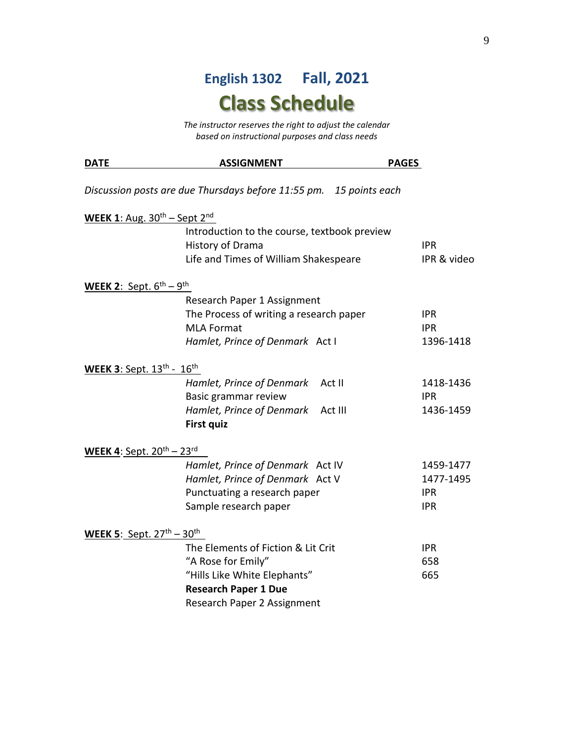# English 1302 Fall, 2021

# Class Schedule

*The instructor reserves the right to adjust the calendar based on instructional purposes and class needs*

| DATE | ASSIGNMENT | PAGES |
|---|---|---|
| *Discussion posts are due Thursdays before 11:55 pm. 15 points each* | | |
| **WEEK 1**: Aug. 30th – Sept 2nd | | |
| | Introduction to the course, textbook preview | |
| | History of Drama | IPR |
| | Life and Times of William Shakespeare | IPR & video |
| **WEEK 2**: Sept. 6th – 9th | | |
| | Research Paper 1 Assignment | |
| | The Process of writing a research paper | IPR |
| | MLA Format | IPR |
| | *Hamlet, Prince of Denmark* Act I | 1396-1418 |
| **WEEK 3**: Sept. 13th - 16th | | |
| | *Hamlet, Prince of Denmark* Act II | 1418-1436 |
| | Basic grammar review | IPR |
| | *Hamlet, Prince of Denmark* Act III | 1436-1459 |
| | **First quiz** | |
| **WEEK 4**: Sept. 20th – 23rd | | |
| | *Hamlet, Prince of Denmark* Act IV | 1459-1477 |
| | *Hamlet, Prince of Denmark* Act V | 1477-1495 |
| | Punctuating a research paper | IPR |
| | Sample research paper | IPR |
| **WEEK 5**: Sept. 27th – 30th | | |
| | The Elements of Fiction & Lit Crit | IPR |
| | "A Rose for Emily" | 658 |
| | "Hills Like White Elephants" | 665 |
| | **Research Paper 1 Due** | |
| | Research Paper 2 Assignment | |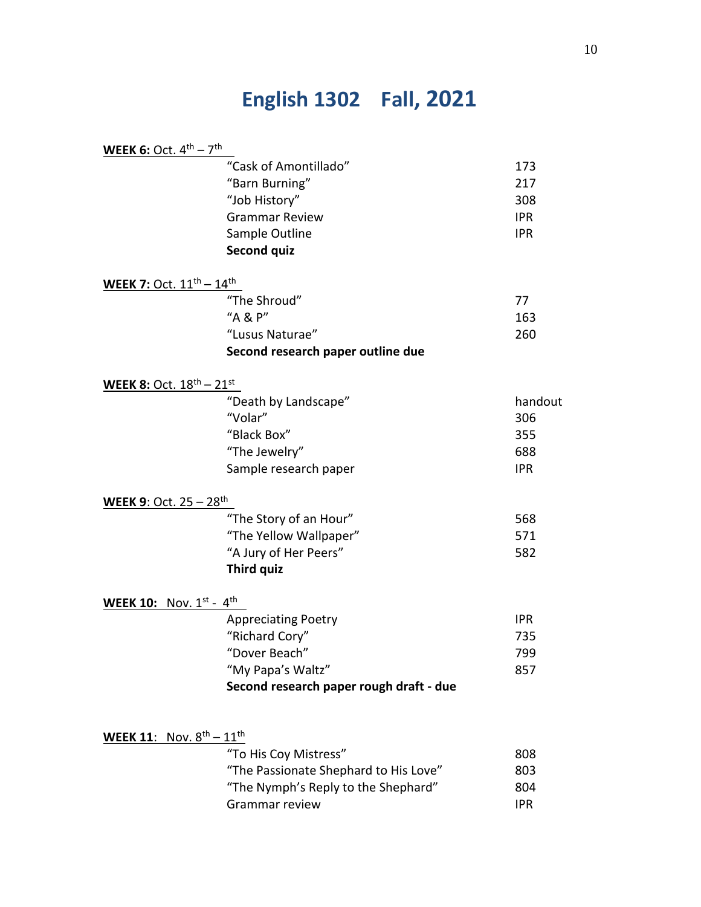# English 1302 Fall, 2021

**WEEK 6:** Oct. 4th – 7th

| | |
|---|---|
| "Cask of Amontillado" | 173 |
| "Barn Burning" | 217 |
| "Job History" | 308 |
| Grammar Review | IPR |
| Sample Outline | IPR |
| **Second quiz** | |

**WEEK 7:** Oct. 11th – 14th

| | |
|---|---|
| "The Shroud" | 77 |
| "A & P" | 163 |
| "Lusus Naturae" | 260 |
| **Second research paper outline due** | |

**WEEK 8:** Oct. 18th – 21st

| | |
|---|---|
| "Death by Landscape" | handout |
| "Volar" | 306 |
| "Black Box" | 355 |
| "The Jewelry" | 688 |
| Sample research paper | IPR |

**WEEK 9**: Oct. 25 – 28th

| | |
|---|---|
| "The Story of an Hour" | 568 |
| "The Yellow Wallpaper" | 571 |
| "A Jury of Her Peers" | 582 |
| **Third quiz** | |

**WEEK 10:** Nov. 1st - 4th

| | |
|---|---|
| Appreciating Poetry | IPR |
| "Richard Cory" | 735 |
| "Dover Beach" | 799 |
| "My Papa's Waltz" | 857 |
| **Second research paper rough draft - due** | |

**WEEK 11**: Nov. 8th – 11th

| | |
|---|---|
| "To His Coy Mistress" | 808 |
| "The Passionate Shephard to His Love" | 803 |
| "The Nymph's Reply to the Shephard" | 804 |
| Grammar review | IPR |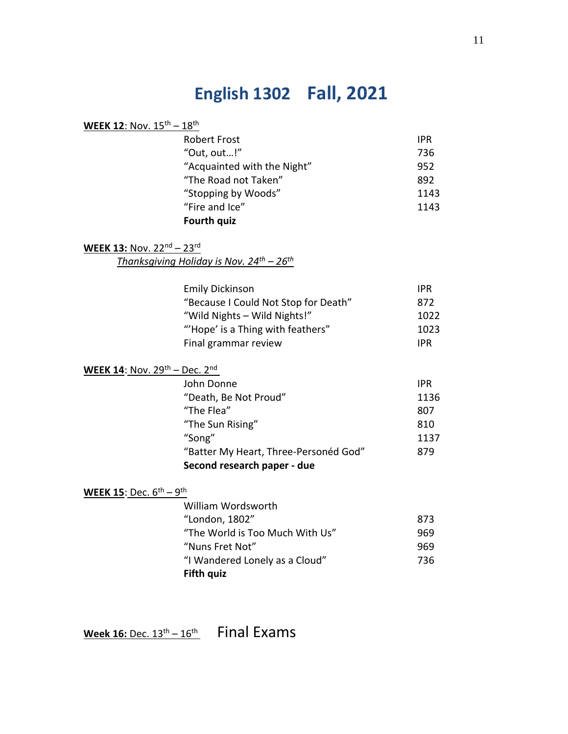# English 1302 Fall, 2021

**WEEK 12**: Nov. 15th – 18th

| | |
|---|---|
| Robert Frost | IPR |
| "Out, out…!" | 736 |
| "Acquainted with the Night" | 952 |
| "The Road not Taken" | 892 |
| "Stopping by Woods" | 1143 |
| "Fire and Ice" | 1143 |
| **Fourth quiz** | |

**WEEK 13:** Nov. 22nd – 23rd

*Thanksgiving Holiday is Nov. 24th – 26th*

| | |
|---|---|
| Emily Dickinson | IPR |
| "Because I Could Not Stop for Death" | 872 |
| "Wild Nights – Wild Nights!" | 1022 |
| "'Hope' is a Thing with feathers" | 1023 |
| Final grammar review | IPR |

**WEEK 14**: Nov. 29th – Dec. 2nd

| | |
|---|---|
| John Donne | IPR |
| "Death, Be Not Proud" | 1136 |
| "The Flea" | 807 |
| "The Sun Rising" | 810 |
| "Song" | 1137 |
| "Batter My Heart, Three-Personéd God" | 879 |
| **Second research paper - due** | |

**WEEK 15**: Dec. 6th – 9th

| | |
|---|---|
| William Wordsworth | |
| "London, 1802" | 873 |
| "The World is Too Much With Us" | 969 |
| "Nuns Fret Not" | 969 |
| "I Wandered Lonely as a Cloud" | 736 |
| **Fifth quiz** | |

**Week 16:** Dec. 13th – 16th Final Exams